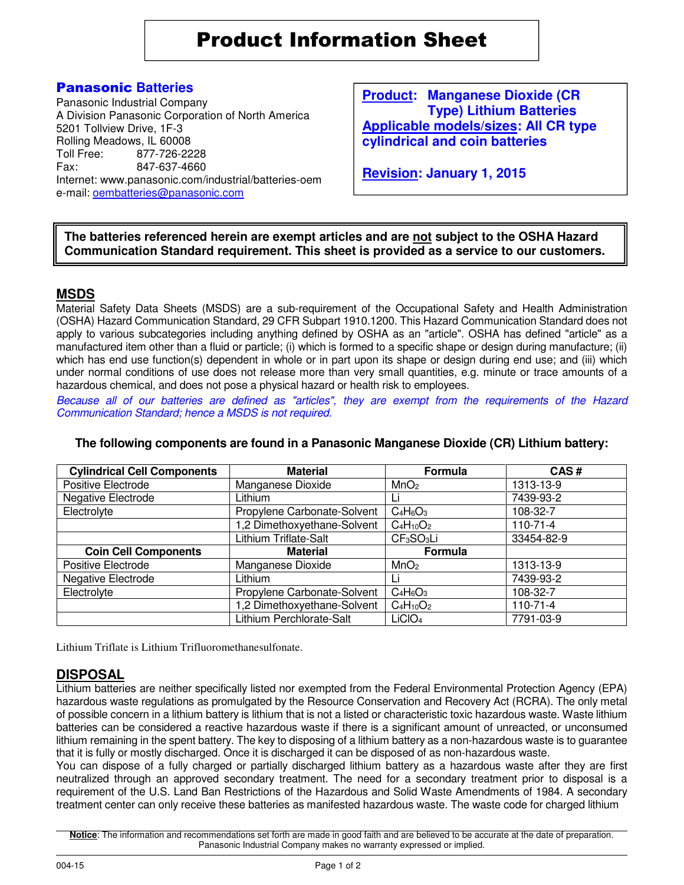# Product Information Sheet

**Panasonic Batteries**
Panasonic Industrial Company
A Division Panasonic Corporation of North America
5201 Tollview Drive, 1F-3
Rolling Meadows, IL 60008
Toll Free: 877-726-2228
Fax: 847-637-4660
Internet: www.panasonic.com/industrial/batteries-oem
e-mail: oembatteries@panasonic.com

**Product: Manganese Dioxide (CR Type) Lithium Batteries**
**Applicable models/sizes: All CR type cylindrical and coin batteries**

**Revision: January 1, 2015**

**The batteries referenced herein are exempt articles and are not subject to the OSHA Hazard Communication Standard requirement. This sheet is provided as a service to our customers.**

## MSDS

Material Safety Data Sheets (MSDS) are a sub-requirement of the Occupational Safety and Health Administration (OSHA) Hazard Communication Standard, 29 CFR Subpart 1910.1200. This Hazard Communication Standard does not apply to various subcategories including anything defined by OSHA as an "article". OSHA has defined "article" as a manufactured item other than a fluid or particle; (i) which is formed to a specific shape or design during manufacture; (ii) which has end use function(s) dependent in whole or in part upon its shape or design during end use; and (iii) which under normal conditions of use does not release more than very small quantities, e.g. minute or trace amounts of a hazardous chemical, and does not pose a physical hazard or health risk to employees.

*Because all of our batteries are defined as "articles", they are exempt from the requirements of the Hazard Communication Standard; hence a MSDS is not required.*

**The following components are found in a Panasonic Manganese Dioxide (CR) Lithium battery:**

| Cylindrical Cell Components | Material | Formula | CAS # |
|---|---|---|---|
| Positive Electrode | Manganese Dioxide | $MnO_2$ | 1313-13-9 |
| Negative Electrode | Lithium | Li | 7439-93-2 |
| Electrolyte | Propylene Carbonate-Solvent | $C_4H_6O_3$ | 108-32-7 |
| | 1,2 Dimethoxyethane-Solvent | $C_4H_{10}O_2$ | 110-71-4 |
| | Lithium Triflate-Salt | $CF_3SO_3Li$ | 33454-82-9 |
| **Coin Cell Components** | **Material** | **Formula** | |
| Positive Electrode | Manganese Dioxide | $MnO_2$ | 1313-13-9 |
| Negative Electrode | Lithium | Li | 7439-93-2 |
| Electrolyte | Propylene Carbonate-Solvent | $C_4H_6O_3$ | 108-32-7 |
| | 1,2 Dimethoxyethane-Solvent | $C_4H_{10}O_2$ | 110-71-4 |
| | Lithium Perchlorate-Salt | $LiClO_4$ | 7791-03-9 |

Lithium Triflate is Lithium Trifluoromethanesulfonate.

## DISPOSAL

Lithium batteries are neither specifically listed nor exempted from the Federal Environmental Protection Agency (EPA) hazardous waste regulations as promulgated by the Resource Conservation and Recovery Act (RCRA). The only metal of possible concern in a lithium battery is lithium that is not a listed or characteristic toxic hazardous waste. Waste lithium batteries can be considered a reactive hazardous waste if there is a significant amount of unreacted, or unconsumed lithium remaining in the spent battery. The key to disposing of a lithium battery as a non-hazardous waste is to guarantee that it is fully or mostly discharged. Once it is discharged it can be disposed of as non-hazardous waste.

You can dispose of a fully charged or partially discharged lithium battery as a hazardous waste after they are first neutralized through an approved secondary treatment. The need for a secondary treatment prior to disposal is a requirement of the U.S. Land Ban Restrictions of the Hazardous and Solid Waste Amendments of 1984. A secondary treatment center can only receive these batteries as manifested hazardous waste. The waste code for charged lithium

**Notice**: The information and recommendations set forth are made in good faith and are believed to be accurate at the date of preparation. Panasonic Industrial Company makes no warranty expressed or implied.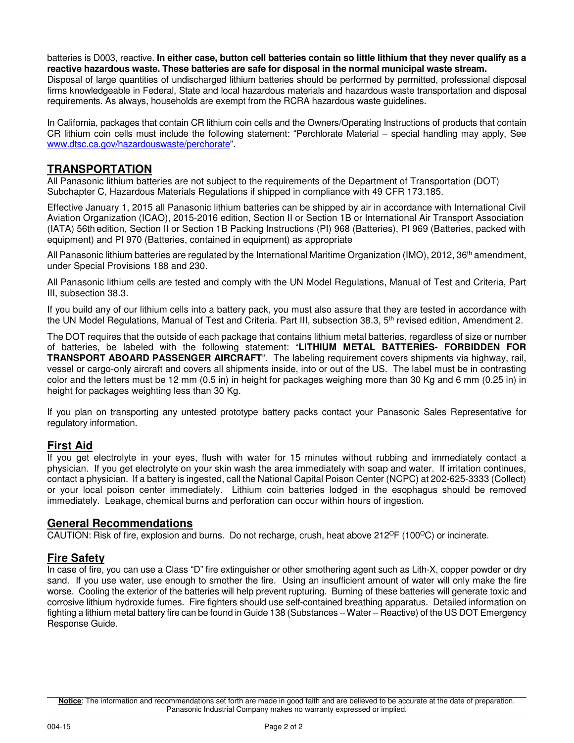batteries is D003, reactive. **In either case, button cell batteries contain so little lithium that they never qualify as a reactive hazardous waste. These batteries are safe for disposal in the normal municipal waste stream.**
Disposal of large quantities of undischarged lithium batteries should be performed by permitted, professional disposal firms knowledgeable in Federal, State and local hazardous materials and hazardous waste transportation and disposal requirements. As always, households are exempt from the RCRA hazardous waste guidelines.

In California, packages that contain CR lithium coin cells and the Owners/Operating Instructions of products that contain CR lithium coin cells must include the following statement: "Perchlorate Material – special handling may apply, See www.dtsc.ca.gov/hazardouswaste/perchorate".

## TRANSPORTATION

All Panasonic lithium batteries are not subject to the requirements of the Department of Transportation (DOT) Subchapter C, Hazardous Materials Regulations if shipped in compliance with 49 CFR 173.185.

Effective January 1, 2015 all Panasonic lithium batteries can be shipped by air in accordance with International Civil Aviation Organization (ICAO), 2015-2016 edition, Section II or Section 1B or International Air Transport Association (IATA) 56th edition, Section II or Section 1B Packing Instructions (PI) 968 (Batteries), PI 969 (Batteries, packed with equipment) and PI 970 (Batteries, contained in equipment) as appropriate

All Panasonic lithium batteries are regulated by the International Maritime Organization (IMO), 2012, 36th amendment, under Special Provisions 188 and 230.

All Panasonic lithium cells are tested and comply with the UN Model Regulations, Manual of Test and Criteria, Part III, subsection 38.3.

If you build any of our lithium cells into a battery pack, you must also assure that they are tested in accordance with the UN Model Regulations, Manual of Test and Criteria. Part III, subsection 38.3, 5th revised edition, Amendment 2.

The DOT requires that the outside of each package that contains lithium metal batteries, regardless of size or number of batteries, be labeled with the following statement: "**LITHIUM METAL BATTERIES- FORBIDDEN FOR TRANSPORT ABOARD PASSENGER AIRCRAFT**". The labeling requirement covers shipments via highway, rail, vessel or cargo-only aircraft and covers all shipments inside, into or out of the US. The label must be in contrasting color and the letters must be 12 mm (0.5 in) in height for packages weighing more than 30 Kg and 6 mm (0.25 in) in height for packages weighting less than 30 Kg.

If you plan on transporting any untested prototype battery packs contact your Panasonic Sales Representative for regulatory information.

## First Aid

If you get electrolyte in your eyes, flush with water for 15 minutes without rubbing and immediately contact a physician. If you get electrolyte on your skin wash the area immediately with soap and water. If irritation continues, contact a physician. If a battery is ingested, call the National Capital Poison Center (NCPC) at 202-625-3333 (Collect) or your local poison center immediately. Lithium coin batteries lodged in the esophagus should be removed immediately. Leakage, chemical burns and perforation can occur within hours of ingestion.

## General Recommendations

CAUTION: Risk of fire, explosion and burns. Do not recharge, crush, heat above 212°F (100°C) or incinerate.

## Fire Safety

In case of fire, you can use a Class "D" fire extinguisher or other smothering agent such as Lith-X, copper powder or dry sand. If you use water, use enough to smother the fire. Using an insufficient amount of water will only make the fire worse. Cooling the exterior of the batteries will help prevent rupturing. Burning of these batteries will generate toxic and corrosive lithium hydroxide fumes. Fire fighters should use self-contained breathing apparatus. Detailed information on fighting a lithium metal battery fire can be found in Guide 138 (Substances – Water – Reactive) of the US DOT Emergency Response Guide.

**Notice**: The information and recommendations set forth are made in good faith and are believed to be accurate at the date of preparation. Panasonic Industrial Company makes no warranty expressed or implied.

004-15